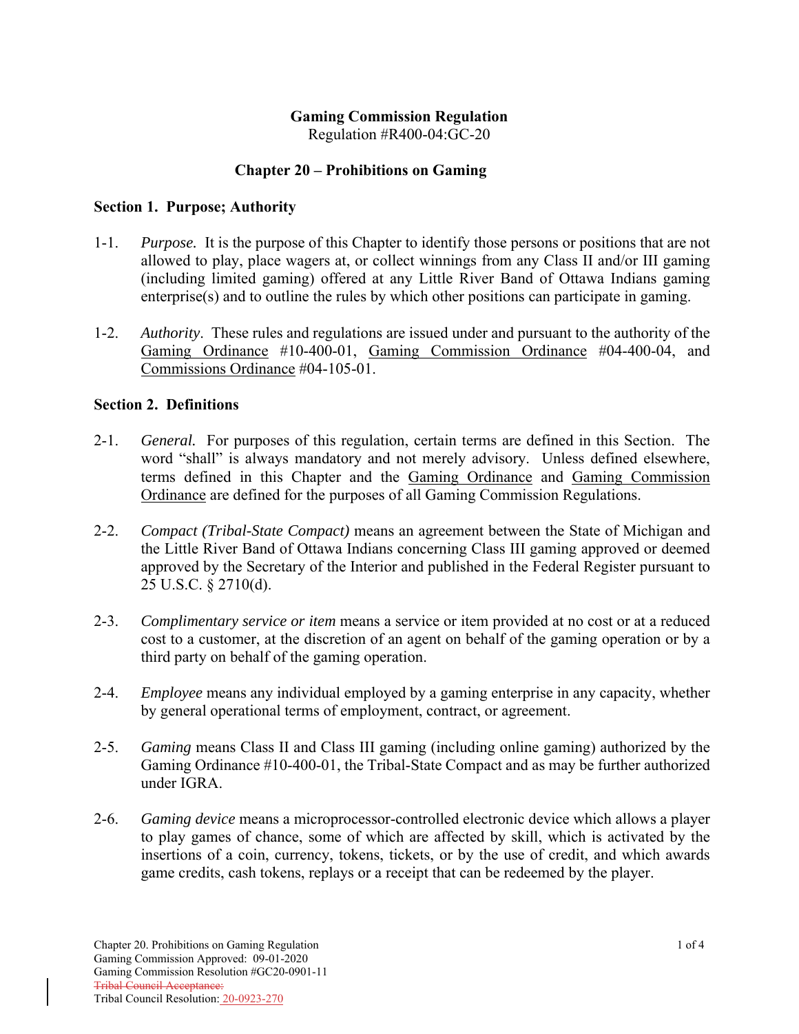# Gaming Commission Regulation

Regulation #R400-04:GC-20

## Chapter 20 – Prohibitions on Gaming

### Section 1. Purpose; Authority

1-1. *Purpose.* It is the purpose of this Chapter to identify those persons or positions that are not allowed to play, place wagers at, or collect winnings from any Class II and/or III gaming (including limited gaming) offered at any Little River Band of Ottawa Indians gaming enterprise(s) and to outline the rules by which other positions can participate in gaming.

1-2. *Authority*. These rules and regulations are issued under and pursuant to the authority of the Gaming Ordinance #10-400-01, Gaming Commission Ordinance #04-400-04, and Commissions Ordinance #04-105-01.

### Section 2. Definitions

2-1. *General.* For purposes of this regulation, certain terms are defined in this Section. The word "shall" is always mandatory and not merely advisory. Unless defined elsewhere, terms defined in this Chapter and the Gaming Ordinance and Gaming Commission Ordinance are defined for the purposes of all Gaming Commission Regulations.

2-2. *Compact (Tribal-State Compact)* means an agreement between the State of Michigan and the Little River Band of Ottawa Indians concerning Class III gaming approved or deemed approved by the Secretary of the Interior and published in the Federal Register pursuant to 25 U.S.C. § 2710(d).

2-3. *Complimentary service or item* means a service or item provided at no cost or at a reduced cost to a customer, at the discretion of an agent on behalf of the gaming operation or by a third party on behalf of the gaming operation.

2-4. *Employee* means any individual employed by a gaming enterprise in any capacity, whether by general operational terms of employment, contract, or agreement.

2-5. *Gaming* means Class II and Class III gaming (including online gaming) authorized by the Gaming Ordinance #10-400-01, the Tribal-State Compact and as may be further authorized under IGRA.

2-6. *Gaming device* means a microprocessor-controlled electronic device which allows a player to play games of chance, some of which are affected by skill, which is activated by the insertions of a coin, currency, tokens, tickets, or by the use of credit, and which awards game credits, cash tokens, replays or a receipt that can be redeemed by the player.

Chapter 20. Prohibitions on Gaming Regulation
Gaming Commission Approved: 09-01-2020
Gaming Commission Resolution #GC20-0901-11
~~Tribal Council Acceptance:~~
Tribal Council Resolution: 20-0923-270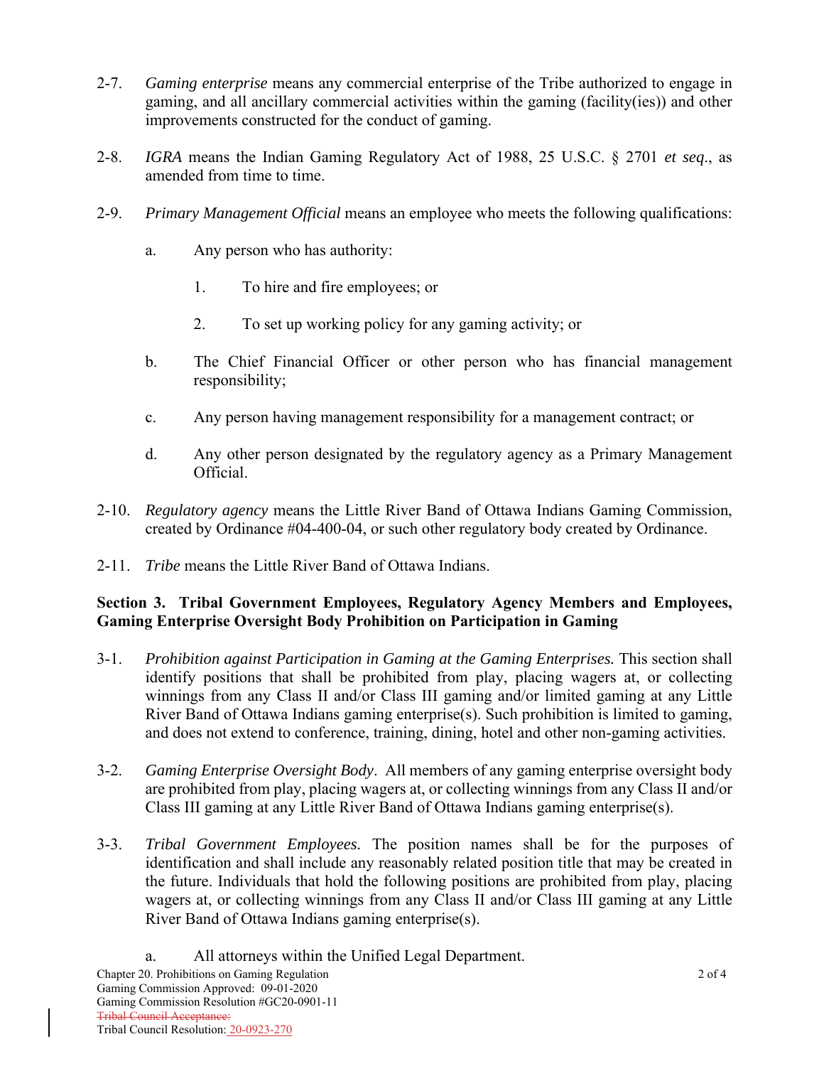2-7. *Gaming enterprise* means any commercial enterprise of the Tribe authorized to engage in gaming, and all ancillary commercial activities within the gaming (facility(ies)) and other improvements constructed for the conduct of gaming.

2-8. *IGRA* means the Indian Gaming Regulatory Act of 1988, 25 U.S.C. § 2701 *et seq*., as amended from time to time.

2-9. *Primary Management Official* means an employee who meets the following qualifications:

a. Any person who has authority:

1. To hire and fire employees; or

2. To set up working policy for any gaming activity; or

b. The Chief Financial Officer or other person who has financial management responsibility;

c. Any person having management responsibility for a management contract; or

d. Any other person designated by the regulatory agency as a Primary Management Official.

2-10. *Regulatory agency* means the Little River Band of Ottawa Indians Gaming Commission, created by Ordinance #04-400-04, or such other regulatory body created by Ordinance.

2-11. *Tribe* means the Little River Band of Ottawa Indians.

**Section 3. Tribal Government Employees, Regulatory Agency Members and Employees, Gaming Enterprise Oversight Body Prohibition on Participation in Gaming**

3-1. *Prohibition against Participation in Gaming at the Gaming Enterprises.* This section shall identify positions that shall be prohibited from play, placing wagers at, or collecting winnings from any Class II and/or Class III gaming and/or limited gaming at any Little River Band of Ottawa Indians gaming enterprise(s). Such prohibition is limited to gaming, and does not extend to conference, training, dining, hotel and other non-gaming activities.

3-2. *Gaming Enterprise Oversight Body*. All members of any gaming enterprise oversight body are prohibited from play, placing wagers at, or collecting winnings from any Class II and/or Class III gaming at any Little River Band of Ottawa Indians gaming enterprise(s).

3-3. *Tribal Government Employees.* The position names shall be for the purposes of identification and shall include any reasonably related position title that may be created in the future. Individuals that hold the following positions are prohibited from play, placing wagers at, or collecting winnings from any Class II and/or Class III gaming at any Little River Band of Ottawa Indians gaming enterprise(s).

a. All attorneys within the Unified Legal Department.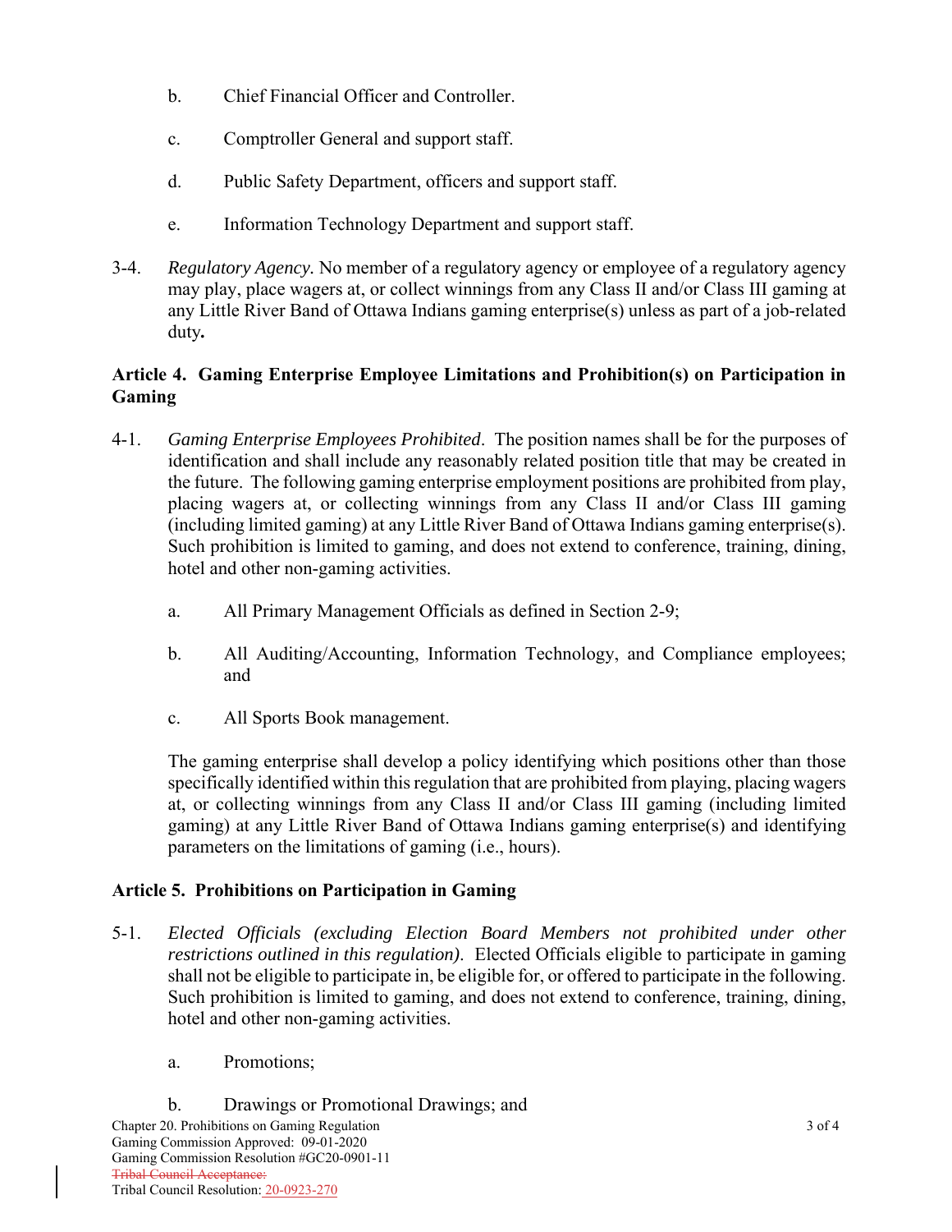b. Chief Financial Officer and Controller.

c. Comptroller General and support staff.

d. Public Safety Department, officers and support staff.

e. Information Technology Department and support staff.

3-4. *Regulatory Agency.* No member of a regulatory agency or employee of a regulatory agency may play, place wagers at, or collect winnings from any Class II and/or Class III gaming at any Little River Band of Ottawa Indians gaming enterprise(s) unless as part of a job-related duty**.**

## Article 4. Gaming Enterprise Employee Limitations and Prohibition(s) on Participation in Gaming

4-1. *Gaming Enterprise Employees Prohibited*. The position names shall be for the purposes of identification and shall include any reasonably related position title that may be created in the future. The following gaming enterprise employment positions are prohibited from play, placing wagers at, or collecting winnings from any Class II and/or Class III gaming (including limited gaming) at any Little River Band of Ottawa Indians gaming enterprise(s). Such prohibition is limited to gaming, and does not extend to conference, training, dining, hotel and other non-gaming activities.

a. All Primary Management Officials as defined in Section 2-9;

b. All Auditing/Accounting, Information Technology, and Compliance employees; and

c. All Sports Book management.

The gaming enterprise shall develop a policy identifying which positions other than those specifically identified within this regulation that are prohibited from playing, placing wagers at, or collecting winnings from any Class II and/or Class III gaming (including limited gaming) at any Little River Band of Ottawa Indians gaming enterprise(s) and identifying parameters on the limitations of gaming (i.e., hours).

## Article 5. Prohibitions on Participation in Gaming

5-1. *Elected Officials (excluding Election Board Members not prohibited under other restrictions outlined in this regulation)*. Elected Officials eligible to participate in gaming shall not be eligible to participate in, be eligible for, or offered to participate in the following. Such prohibition is limited to gaming, and does not extend to conference, training, dining, hotel and other non-gaming activities.

a. Promotions;

b. Drawings or Promotional Drawings; and

Chapter 20. Prohibitions on Gaming Regulation
Gaming Commission Approved: 09-01-2020
Gaming Commission Resolution #GC20-0901-11
~~Tribal Council Acceptance:~~
Tribal Council Resolution: 20-0923-270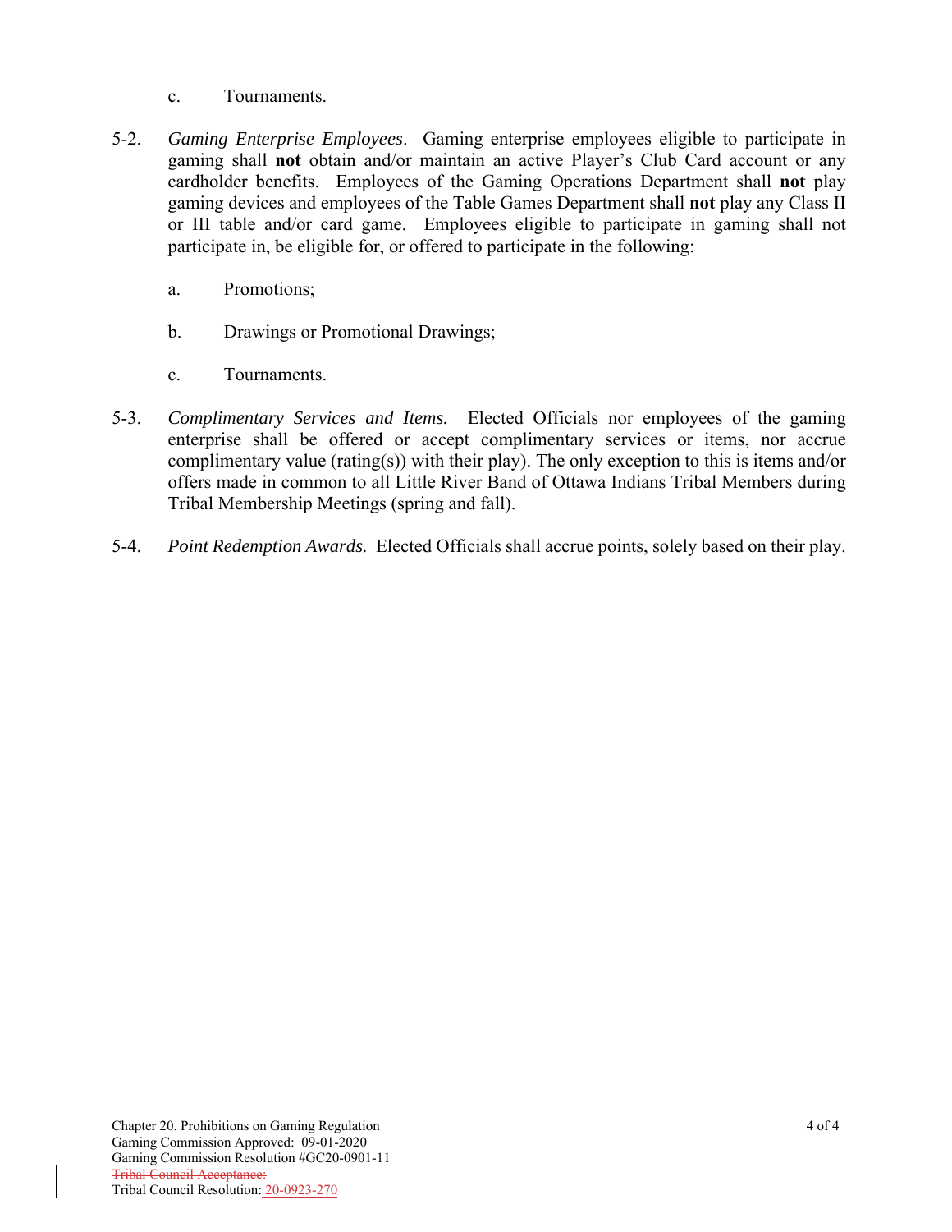c. Tournaments.

5-2. *Gaming Enterprise Employees*. Gaming enterprise employees eligible to participate in gaming shall **not** obtain and/or maintain an active Player's Club Card account or any cardholder benefits. Employees of the Gaming Operations Department shall **not** play gaming devices and employees of the Table Games Department shall **not** play any Class II or III table and/or card game. Employees eligible to participate in gaming shall not participate in, be eligible for, or offered to participate in the following:

a. Promotions;

b. Drawings or Promotional Drawings;

c. Tournaments.

5-3. *Complimentary Services and Items.* Elected Officials nor employees of the gaming enterprise shall be offered or accept complimentary services or items, nor accrue complimentary value (rating(s)) with their play). The only exception to this is items and/or offers made in common to all Little River Band of Ottawa Indians Tribal Members during Tribal Membership Meetings (spring and fall).

5-4. *Point Redemption Awards.* Elected Officials shall accrue points, solely based on their play.

Chapter 20. Prohibitions on Gaming Regulation
Gaming Commission Approved: 09-01-2020
Gaming Commission Resolution #GC20-0901-11
~~Tribal Council Acceptance:~~
Tribal Council Resolution: 20-0923-270